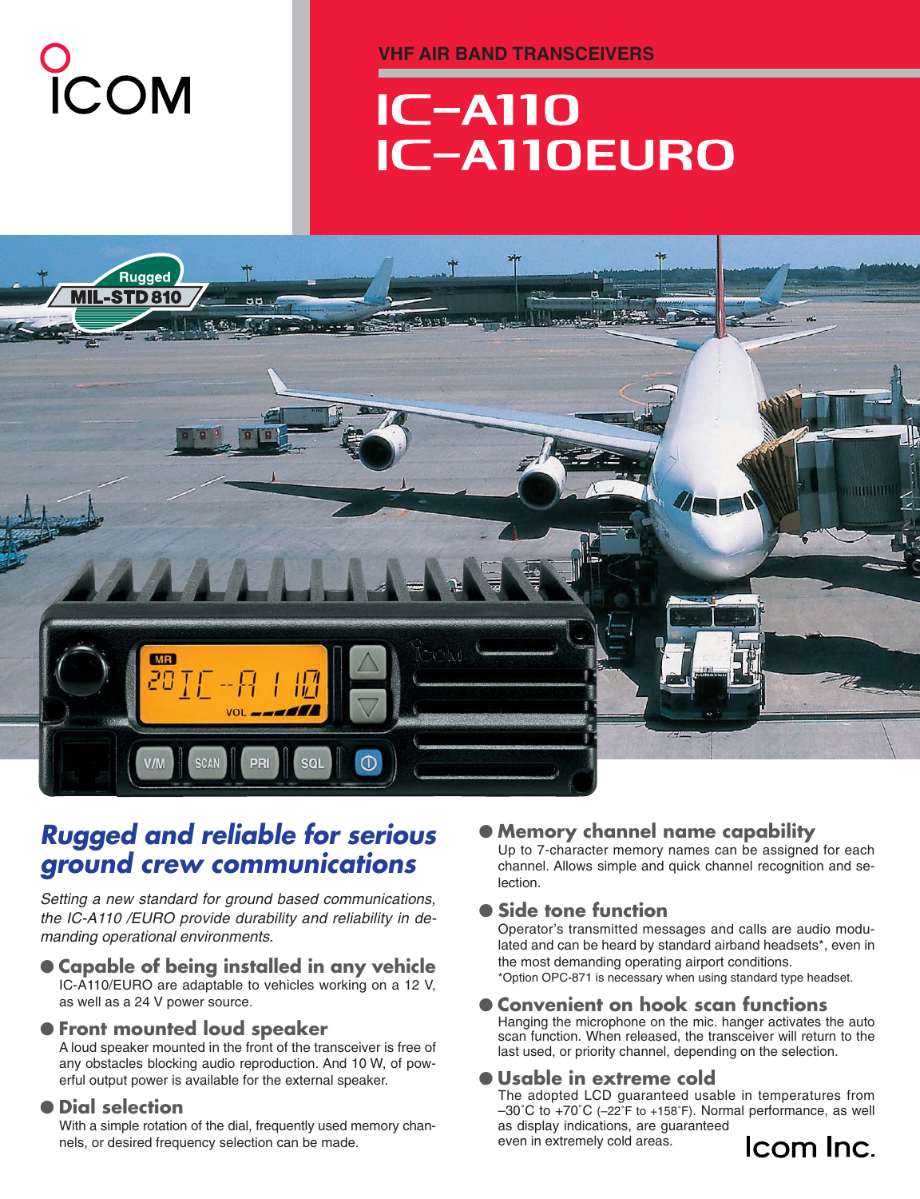ICOM

VHF AIR BAND TRANSCEIVERS

# IC-A110
# IC-A110EURO

Rugged MIL-STD 810

## Rugged and reliable for serious ground crew communications

*Setting a new standard for ground based communications, the IC-A110 /EURO provide durability and reliability in demanding operational environments.*

### ● Capable of being installed in any vehicle

IC-A110/EURO are adaptable to vehicles working on a 12 V, as well as a 24 V power source.

### ● Front mounted loud speaker

A loud speaker mounted in the front of the transceiver is free of any obstacles blocking audio reproduction. And 10 W, of powerful output power is available for the external speaker.

### ● Dial selection

With a simple rotation of the dial, frequently used memory channels, or desired frequency selection can be made.

### ● Memory channel name capability

Up to 7-character memory names can be assigned for each channel. Allows simple and quick channel recognition and selection.

### ● Side tone function

Operator's transmitted messages and calls are audio modulated and can be heard by standard airband headsets*, even in the most demanding operating airport conditions.

*Option OPC-871 is necessary when using standard type headset.

### ● Convenient on hook scan functions

Hanging the microphone on the mic. hanger activates the auto scan function. When released, the transceiver will return to the last used, or priority channel, depending on the selection.

### ● Usable in extreme cold

The adopted LCD guaranteed usable in temperatures from –30˚C to +70˚C (–22˚F to +158˚F). Normal performance, as well as display indications, are guaranteed even in extremely cold areas.

Icom Inc.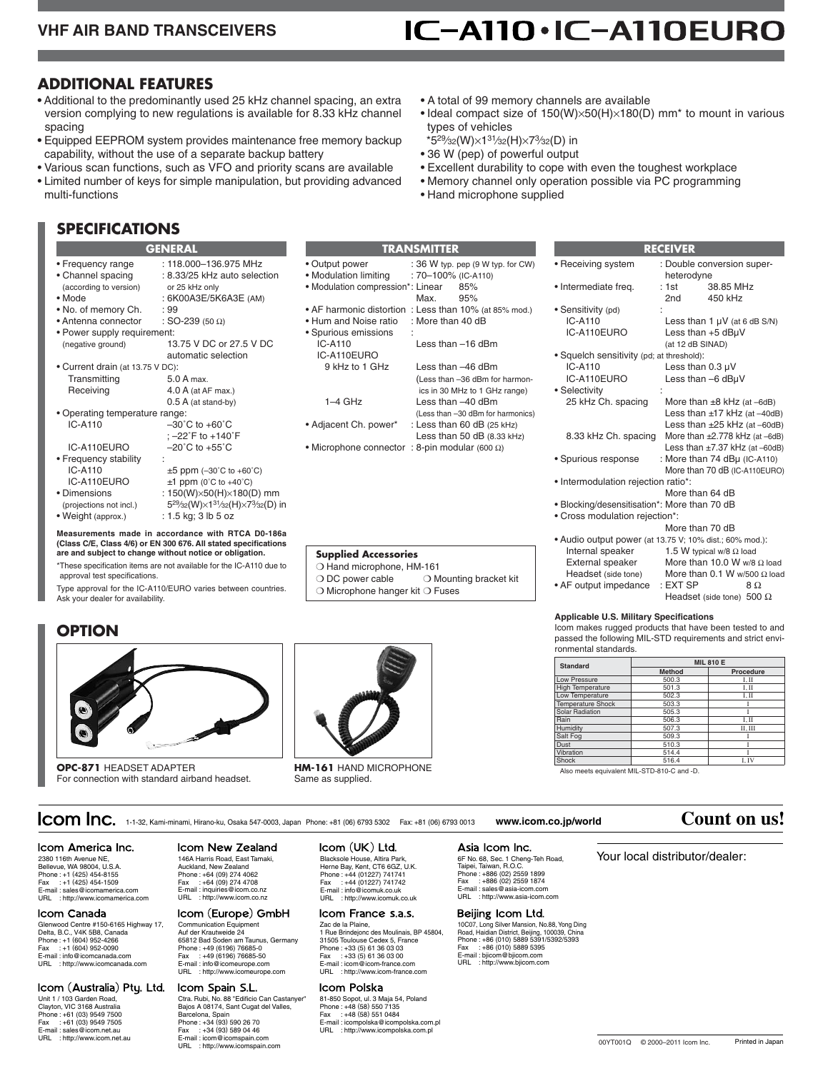# VHF AIR BAND TRANSCEIVERS IC-A110 • IC-A110EURO

## ADDITIONAL FEATURES

- Additional to the predominantly used 25 kHz channel spacing, an extra version complying to new regulations is available for 8.33 kHz channel spacing
- Equipped EEPROM system provides maintenance free memory backup capability, without the use of a separate backup battery
- Various scan functions, such as VFO and priority scans are available
- Limited number of keys for simple manipulation, but providing advanced multi-functions
- A total of 99 memory channels are available
- Ideal compact size of 150(W)×50(H)×180(D) mm* to mount in various types of vehicles
  *5 29/32(W)×1 31/32(H)×7 3/32(D) in
- 36 W (pep) of powerful output
- Excellent durability to cope with even the toughest workplace
- Memory channel only operation possible via PC programming
- Hand microphone supplied

## SPECIFICATIONS

### GENERAL

- Frequency range : 118.000–136.975 MHz
- Channel spacing (according to version) : 8.33/25 kHz auto selection or 25 kHz only
- Mode : 6K00A3E/5K6A3E (AM)
- No. of memory Ch. : 99
- Antenna connector : SO-239 (50 Ω)
- Power supply requirement: (negative ground) 13.75 V DC or 27.5 V DC automatic selection
- Current drain (at 13.75 V DC):
  - Transmitting 5.0 A max.
  - Receiving 4.0 A (at AF max.)
  - 0.5 A (at stand-by)
- Operating temperature range:
  - IC-A110 –30˚C to +60˚C ; –22˚F to +140˚F
  - IC-A110EURO –20˚C to +55˚C
- Frequency stability :
  - IC-A110 ±5 ppm (–30˚C to +60˚C)
  - IC-A110EURO ±1 ppm (0˚C to +40˚C)
- Dimensions (projections not incl.) : 150(W)×50(H)×180(D) mm; 5 29/32(W)×1 31/32(H)×7 3/32(D) in
- Weight (approx.) : 1.5 kg; 3 lb 5 oz

**Measurements made in accordance with RTCA D0-186a (Class C/E, Class 4/6) or EN 300 676. All stated specifications are and subject to change without notice or obligation.**

*These specification items are not available for the IC-A110 due to approval test specifications.

Type approval for the IC-A110/EURO varies between countries. Ask your dealer for availability.

### TRANSMITTER

- Output power : 36 W typ. pep (9 W typ. for CW)
- Modulation limiting : 70–100% (IC-A110)
- Modulation compression*: Linear 85%; Max. 95%
- AF harmonic distortion : Less than 10% (at 85% mod.)
- Hum and Noise ratio : More than 40 dB
- Spurious emissions :
  - IC-A110 Less than –16 dBm
  - IC-A110EURO
    - 9 kHz to 1 GHz Less than –46 dBm (Less than –36 dBm for harmonics in 30 MHz to 1 GHz range)
    - 1–4 GHz Less than –40 dBm (Less than –30 dBm for harmonics)
- Adjacent Ch. power* : Less than 60 dB (25 kHz); Less than 50 dB (8.33 kHz)
- Microphone connector : 8-pin modular (600 Ω)

**Supplied Accessories**

- ❍ Hand microphone, HM-161
- ❍ DC power cable
- ❍ Mounting bracket kit
- ❍ Microphone hanger kit
- ❍ Fuses

### RECEIVER

- Receiving system : Double conversion superheterodyne
- Intermediate freq. : 1st 38.85 MHz; 2nd 450 kHz
- Sensitivity (pd) :
  - IC-A110 Less than 1 μV (at 6 dB S/N)
  - IC-A110EURO Less than +5 dBμV (at 12 dB SINAD)
- Squelch sensitivity (pd; at threshold):
  - IC-A110 Less than 0.3 μV
  - IC-A110EURO Less than –6 dBμV
- Selectivity :
  - 25 kHz Ch. spacing More than ±8 kHz (at –6dB); Less than ±17 kHz (at –40dB); Less than ±25 kHz (at –60dB)
  - 8.33 kHz Ch. spacing More than ±2.778 kHz (at –6dB); Less than ±7.37 kHz (at –60dB)
- Spurious response : More than 74 dBμ (IC-A110); More than 70 dB (IC-A110EURO)
- Intermodulation rejection ratio*: More than 64 dB
- Blocking/desensitisation*: More than 70 dB
- Cross modulation rejection*: More than 70 dB
- Audio output power (at 13.75 V; 10% dist.; 60% mod.):
  - Internal speaker 1.5 W typical w/8 Ω load
  - External speaker More than 10.0 W w/8 Ω load
  - Headset (side tone) More than 0.1 W w/500 Ω load
- AF output impedance : EXT SP 8 Ω; Headset (side tone) 500 Ω

**Applicable U.S. Military Specifications**

Icom makes rugged products that have been tested to and passed the following MIL-STD requirements and strict environmental standards.

| Standard | MIL 810 E | |
|---|---|---|
| | Method | Procedure |
| Low Pressure | 500.3 | I, II |
| High Temperature | 501.3 | I, II |
| Low Temperature | 502.3 | I, II |
| Temperature Shock | 503.3 | I |
| Solar Radiation | 505.3 | I |
| Rain | 506.3 | I, II |
| Humidity | 507.3 | II, III |
| Salt Fog | 509.3 | I |
| Dust | 510.3 | I |
| Vibration | 514.4 | I |
| Shock | 516.4 | I, IV |

Also meets equivalent MIL-STD-810-C and -D.

## OPTION

**OPC-871** HEADSET ADAPTER
For connection with standard airband headset.

**HM-161** HAND MICROPHONE
Same as supplied.

---

**Icom Inc.** 1-1-32, Kami-minami, Hirano-ku, Osaka 547-0003, Japan Phone: +81 (06) 6793 5302 Fax: +81 (06) 6793 0013 **www.icom.co.jp/world**

**Count on us!**

**Icom America Inc.**
2380 116th Avenue NE, Bellevue, WA 98004, U.S.A.
Phone : +1 (425) 454-8155
Fax : +1 (425) 454-1509
E-mail : sales@icomamerica.com
URL : http://www.icomamerica.com

**Icom Canada**
Glenwood Centre #150-6165 Highway 17, Delta, B.C., V4K 5B8, Canada
Phone : +1 (604) 952-4266
Fax : +1 (604) 952-0090
E-mail : info@icomcanada.com
URL : http://www.icomcanada.com

**Icom (Australia) Pty. Ltd.**
Unit 1 / 103 Garden Road, Clayton, VIC 3168 Australia
Phone : +61 (03) 9549 7500
Fax : +61 (03) 9549 7505
E-mail : sales@icom.net.au
URL : http://www.icom.net.au

**Icom New Zealand**
146A Harris Road, East Tamaki, Auckland, New Zealand
Phone : +64 (09) 274 4062
Fax : +64 (09) 274 4708
E-mail : inquiries@icom.co.nz
URL : http://www.icom.co.nz

**Icom (Europe) GmbH**
Communication Equipment
Auf der Krautweide 24
65812 Bad Soden am Taunus, Germany
Phone : +49 (6196) 76685-0
Fax : +49 (6196) 76685-50
E-mail : info@icomeurope.com
URL : http://www.icomeurope.com

**Icom Spain S.L.**
Ctra. Rubi, No. 88 "Edificio Can Castanyer" Bajos A 08174, Sant Cugat del Valles, Barcelona, Spain
Phone : +34 (93) 590 26 70
Fax : +34 (93) 589 04 46
E-mail : icom@icomspain.com
URL : http://www.icomspain.com

**Icom (UK) Ltd.**
Blacksole House, Altira Park, Herne Bay, Kent, CT6 6GZ, U.K.
Phone : +44 (01227) 741741
Fax : +44 (01227) 741742
E-mail : info@icomuk.co.uk
URL : http://www.icomuk.co.uk

**Icom France s.a.s.**
Zac de la Plaine, 1 Rue Brindejonc des Moulinais, BP 45804, 31505 Toulouse Cedex 5, France
Phone : +33 (5) 61 36 03 03
Fax : +33 (5) 61 36 03 00
E-mail : icom@icom-france.com
URL : http://www.icom-france.com

**Icom Polska**
81-850 Sopot, ul. 3 Maja 54, Poland
Phone : +48 (58) 550 7135
Fax : +48 (58) 551 0484
E-mail : icompolska@icompolska.com.pl
URL : http://www.icompolska.com.pl

**Asia Icom Inc.**
6F No. 68, Sec. 1 Cheng-Teh Road, Taipei, Taiwan, R.O.C.
Phone : +886 (02) 2559 1899
Fax : +886 (02) 2559 1874
E-mail : sales@asia-icom.com
URL : http://www.asia-icom.com

**Beijing Icom Ltd.**
10C07, Long Silver Mansion, No.88, Yong Ding Road, Haidian District, Beijing, 100039, China
Phone : +86 (010) 5889 5391/5392/5393
Fax : +86 (010) 5889 5395
E-mail : bjicom@bjicom.com
URL : http://www.bjicom.com

Your local distributor/dealer:

00YT001Q © 2000–2011 Icom Inc. Printed in Japan